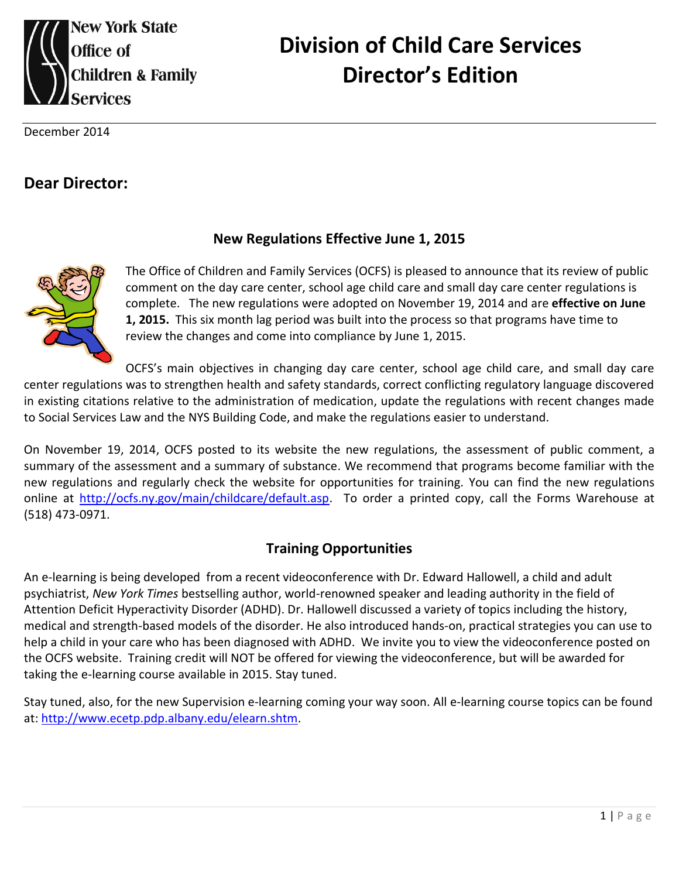New York State Office of Children & Family Services

# Division of Child Care Services Director's Edition

December 2014

## Dear Director:

### New Regulations Effective June 1, 2015

The Office of Children and Family Services (OCFS) is pleased to announce that its review of public comment on the day care center, school age child care and small day care center regulations is complete. The new regulations were adopted on November 19, 2014 and are **effective on June 1, 2015.** This six month lag period was built into the process so that programs have time to review the changes and come into compliance by June 1, 2015.

OCFS's main objectives in changing day care center, school age child care, and small day care center regulations was to strengthen health and safety standards, correct conflicting regulatory language discovered in existing citations relative to the administration of medication, update the regulations with recent changes made to Social Services Law and the NYS Building Code, and make the regulations easier to understand.

On November 19, 2014, OCFS posted to its website the new regulations, the assessment of public comment, a summary of the assessment and a summary of substance. We recommend that programs become familiar with the new regulations and regularly check the website for opportunities for training. You can find the new regulations online at http://ocfs.ny.gov/main/childcare/default.asp. To order a printed copy, call the Forms Warehouse at (518) 473-0971.

### Training Opportunities

An e-learning is being developed from a recent videoconference with Dr. Edward Hallowell, a child and adult psychiatrist, *New York Times* bestselling author, world-renowned speaker and leading authority in the field of Attention Deficit Hyperactivity Disorder (ADHD). Dr. Hallowell discussed a variety of topics including the history, medical and strength-based models of the disorder. He also introduced hands-on, practical strategies you can use to help a child in your care who has been diagnosed with ADHD. We invite you to view the videoconference posted on the OCFS website. Training credit will NOT be offered for viewing the videoconference, but will be awarded for taking the e-learning course available in 2015. Stay tuned.

Stay tuned, also, for the new Supervision e-learning coming your way soon. All e-learning course topics can be found at: http://www.ecetp.pdp.albany.edu/elearn.shtm.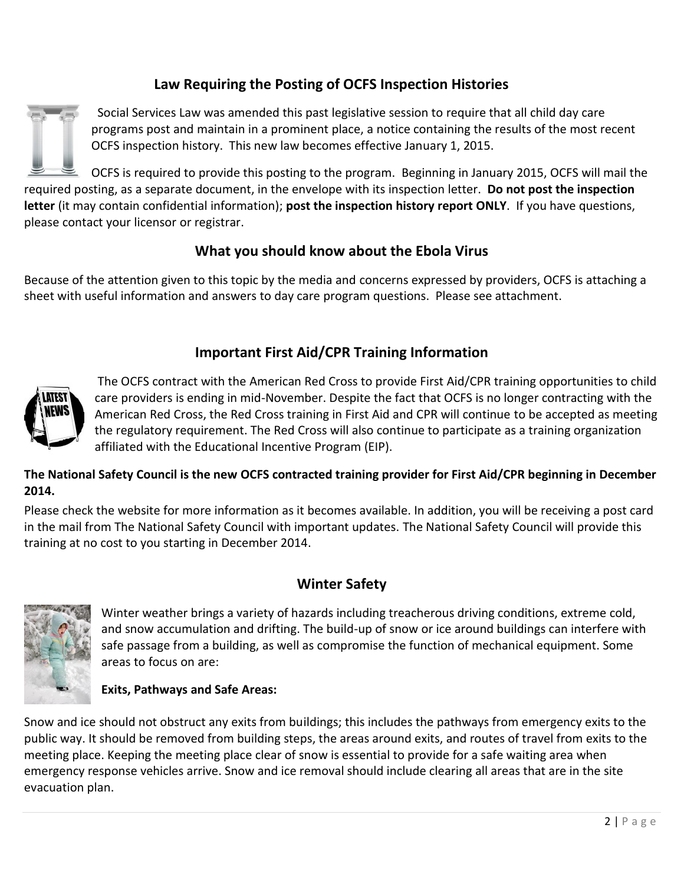## Law Requiring the Posting of OCFS Inspection Histories

Social Services Law was amended this past legislative session to require that all child day care programs post and maintain in a prominent place, a notice containing the results of the most recent OCFS inspection history. This new law becomes effective January 1, 2015.

OCFS is required to provide this posting to the program. Beginning in January 2015, OCFS will mail the required posting, as a separate document, in the envelope with its inspection letter. **Do not post the inspection letter** (it may contain confidential information); **post the inspection history report ONLY**. If you have questions, please contact your licensor or registrar.

## What you should know about the Ebola Virus

Because of the attention given to this topic by the media and concerns expressed by providers, OCFS is attaching a sheet with useful information and answers to day care program questions. Please see attachment.

## Important First Aid/CPR Training Information

The OCFS contract with the American Red Cross to provide First Aid/CPR training opportunities to child care providers is ending in mid-November. Despite the fact that OCFS is no longer contracting with the American Red Cross, the Red Cross training in First Aid and CPR will continue to be accepted as meeting the regulatory requirement. The Red Cross will also continue to participate as a training organization affiliated with the Educational Incentive Program (EIP).

**The National Safety Council is the new OCFS contracted training provider for First Aid/CPR beginning in December 2014.**

Please check the website for more information as it becomes available. In addition, you will be receiving a post card in the mail from The National Safety Council with important updates. The National Safety Council will provide this training at no cost to you starting in December 2014.

## Winter Safety

Winter weather brings a variety of hazards including treacherous driving conditions, extreme cold, and snow accumulation and drifting. The build-up of snow or ice around buildings can interfere with safe passage from a building, as well as compromise the function of mechanical equipment. Some areas to focus on are:

**Exits, Pathways and Safe Areas:**

Snow and ice should not obstruct any exits from buildings; this includes the pathways from emergency exits to the public way. It should be removed from building steps, the areas around exits, and routes of travel from exits to the meeting place. Keeping the meeting place clear of snow is essential to provide for a safe waiting area when emergency response vehicles arrive. Snow and ice removal should include clearing all areas that are in the site evacuation plan.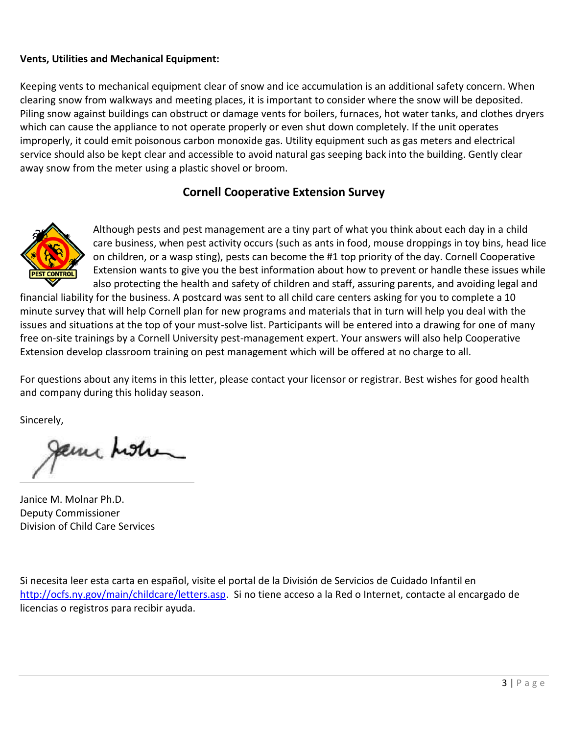**Vents, Utilities and Mechanical Equipment:**

Keeping vents to mechanical equipment clear of snow and ice accumulation is an additional safety concern. When clearing snow from walkways and meeting places, it is important to consider where the snow will be deposited. Piling snow against buildings can obstruct or damage vents for boilers, furnaces, hot water tanks, and clothes dryers which can cause the appliance to not operate properly or even shut down completely. If the unit operates improperly, it could emit poisonous carbon monoxide gas. Utility equipment such as gas meters and electrical service should also be kept clear and accessible to avoid natural gas seeping back into the building. Gently clear away snow from the meter using a plastic shovel or broom.

## Cornell Cooperative Extension Survey

Although pests and pest management are a tiny part of what you think about each day in a child care business, when pest activity occurs (such as ants in food, mouse droppings in toy bins, head lice on children, or a wasp sting), pests can become the #1 top priority of the day. Cornell Cooperative Extension wants to give you the best information about how to prevent or handle these issues while also protecting the health and safety of children and staff, assuring parents, and avoiding legal and financial liability for the business. A postcard was sent to all child care centers asking for you to complete a 10 minute survey that will help Cornell plan for new programs and materials that in turn will help you deal with the issues and situations at the top of your must-solve list. Participants will be entered into a drawing for one of many free on-site trainings by a Cornell University pest-management expert. Your answers will also help Cooperative Extension develop classroom training on pest management which will be offered at no charge to all.

For questions about any items in this letter, please contact your licensor or registrar. Best wishes for good health and company during this holiday season.

Sincerely,

Janice M. Molnar Ph.D.
Deputy Commissioner
Division of Child Care Services

Si necesita leer esta carta en español, visite el portal de la División de Servicios de Cuidado Infantil en http://ocfs.ny.gov/main/childcare/letters.asp. Si no tiene acceso a la Red o Internet, contacte al encargado de licencias o registros para recibir ayuda.